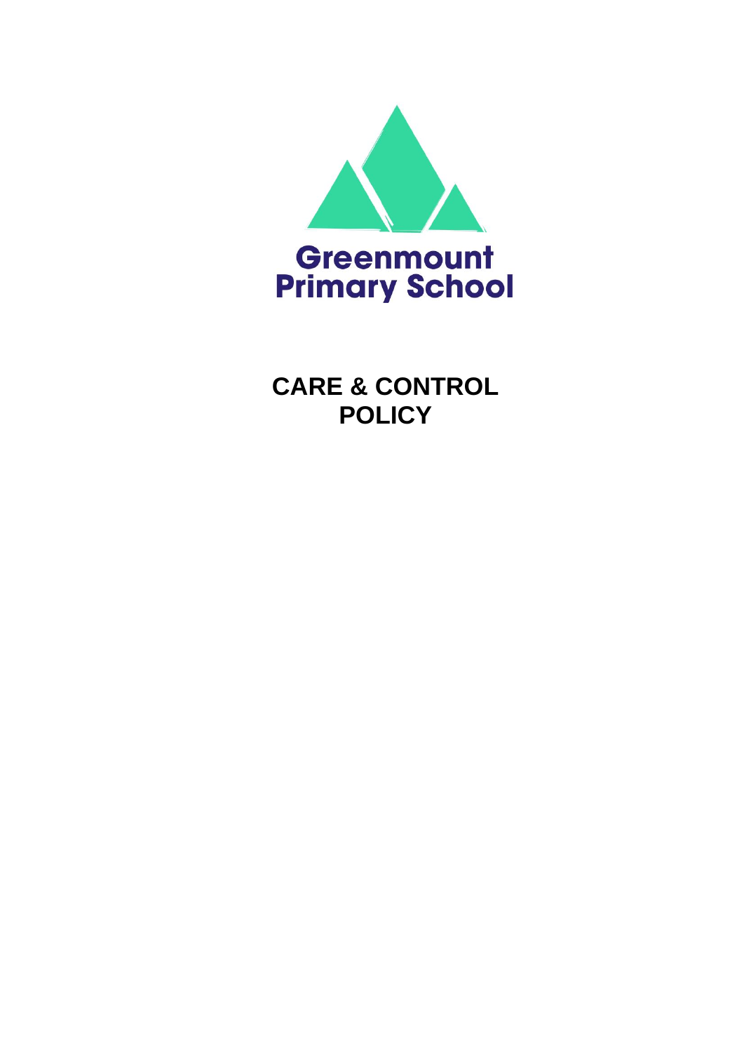Greenmount Primary School

# CARE & CONTROL POLICY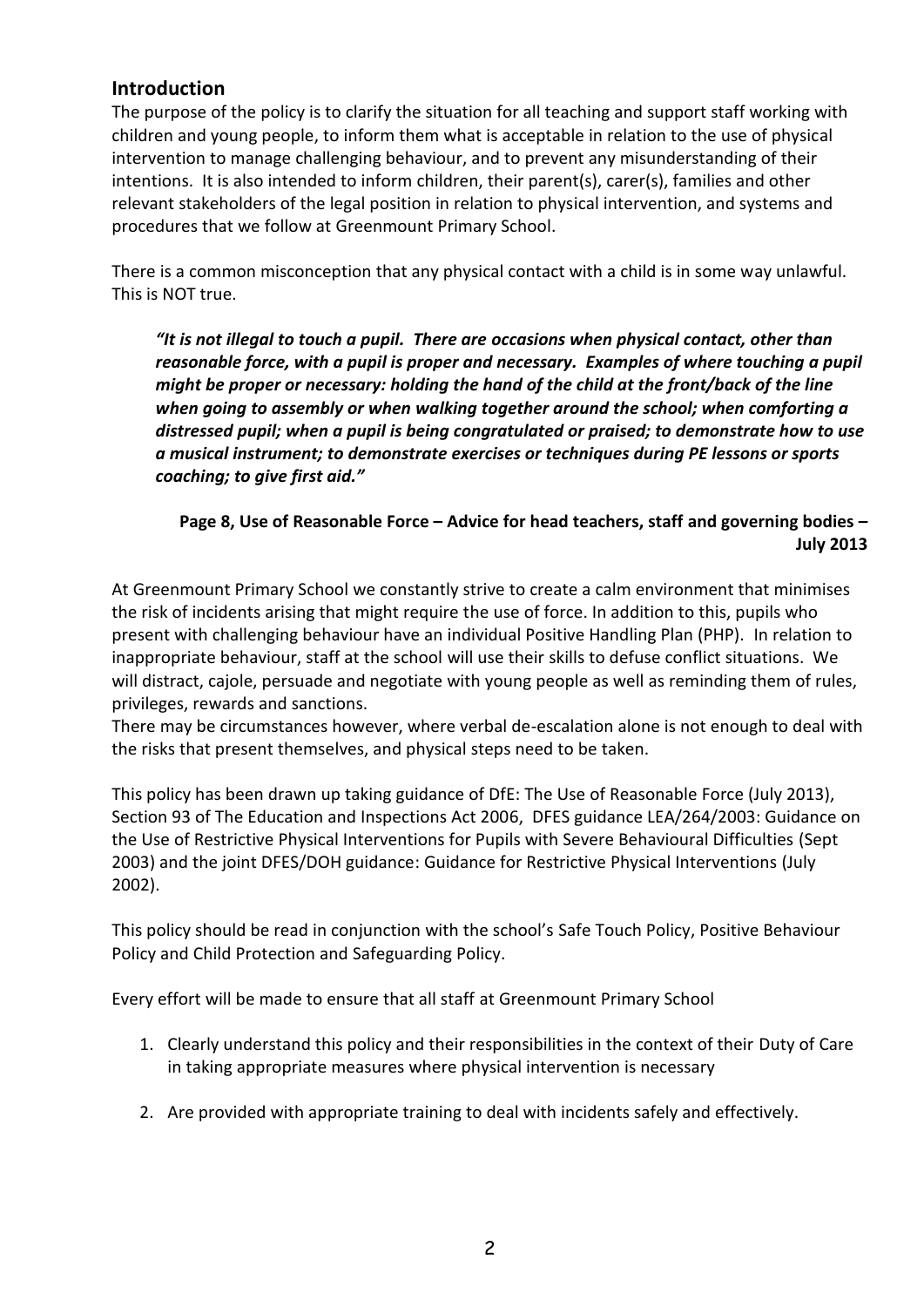## Introduction

The purpose of the policy is to clarify the situation for all teaching and support staff working with children and young people, to inform them what is acceptable in relation to the use of physical intervention to manage challenging behaviour, and to prevent any misunderstanding of their intentions. It is also intended to inform children, their parent(s), carer(s), families and other relevant stakeholders of the legal position in relation to physical intervention, and systems and procedures that we follow at Greenmount Primary School.

There is a common misconception that any physical contact with a child is in some way unlawful. This is NOT true.

> ***"It is not illegal to touch a pupil. There are occasions when physical contact, other than reasonable force, with a pupil is proper and necessary. Examples of where touching a pupil might be proper or necessary: holding the hand of the child at the front/back of the line when going to assembly or when walking together around the school; when comforting a distressed pupil; when a pupil is being congratulated or praised; to demonstrate how to use a musical instrument; to demonstrate exercises or techniques during PE lessons or sports coaching; to give first aid."***
>
> **Page 8, Use of Reasonable Force – Advice for head teachers, staff and governing bodies – July 2013**

At Greenmount Primary School we constantly strive to create a calm environment that minimises the risk of incidents arising that might require the use of force. In addition to this, pupils who present with challenging behaviour have an individual Positive Handling Plan (PHP). In relation to inappropriate behaviour, staff at the school will use their skills to defuse conflict situations. We will distract, cajole, persuade and negotiate with young people as well as reminding them of rules, privileges, rewards and sanctions.

There may be circumstances however, where verbal de-escalation alone is not enough to deal with the risks that present themselves, and physical steps need to be taken.

This policy has been drawn up taking guidance of DfE: The Use of Reasonable Force (July 2013), Section 93 of The Education and Inspections Act 2006, DFES guidance LEA/264/2003: Guidance on the Use of Restrictive Physical Interventions for Pupils with Severe Behavioural Difficulties (Sept 2003) and the joint DFES/DOH guidance: Guidance for Restrictive Physical Interventions (July 2002).

This policy should be read in conjunction with the school's Safe Touch Policy, Positive Behaviour Policy and Child Protection and Safeguarding Policy.

Every effort will be made to ensure that all staff at Greenmount Primary School

1. Clearly understand this policy and their responsibilities in the context of their Duty of Care in taking appropriate measures where physical intervention is necessary
2. Are provided with appropriate training to deal with incidents safely and effectively.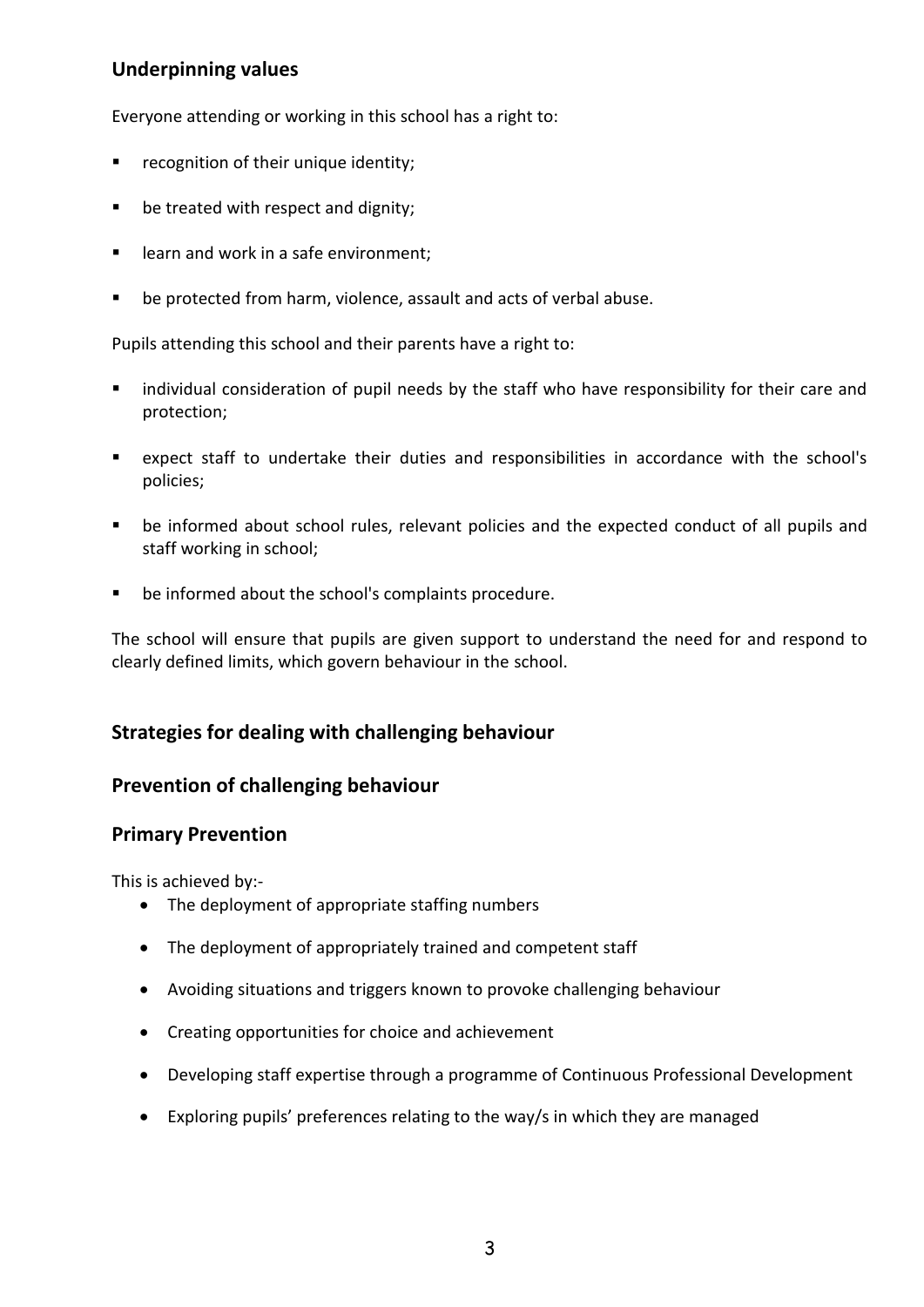## Underpinning values

Everyone attending or working in this school has a right to:

- recognition of their unique identity;
- be treated with respect and dignity;
- learn and work in a safe environment;
- be protected from harm, violence, assault and acts of verbal abuse.

Pupils attending this school and their parents have a right to:

- individual consideration of pupil needs by the staff who have responsibility for their care and protection;
- expect staff to undertake their duties and responsibilities in accordance with the school's policies;
- be informed about school rules, relevant policies and the expected conduct of all pupils and staff working in school;
- be informed about the school's complaints procedure.

The school will ensure that pupils are given support to understand the need for and respond to clearly defined limits, which govern behaviour in the school.

## Strategies for dealing with challenging behaviour

## Prevention of challenging behaviour

## Primary Prevention

This is achieved by:-

- The deployment of appropriate staffing numbers
- The deployment of appropriately trained and competent staff
- Avoiding situations and triggers known to provoke challenging behaviour
- Creating opportunities for choice and achievement
- Developing staff expertise through a programme of Continuous Professional Development
- Exploring pupils' preferences relating to the way/s in which they are managed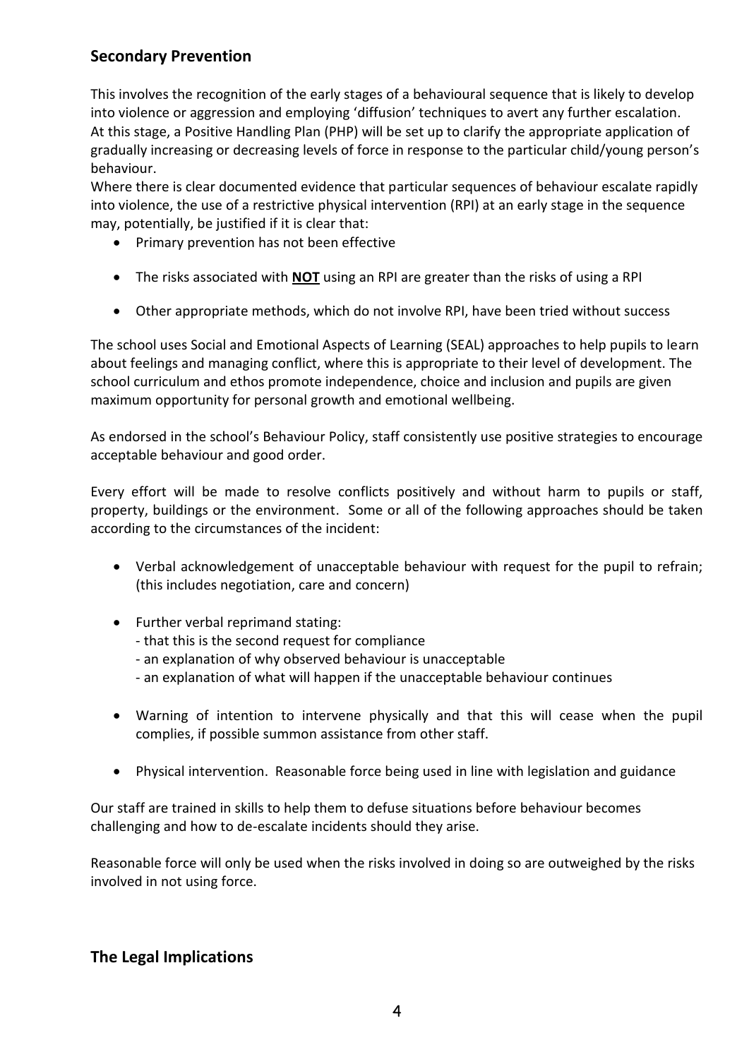## Secondary Prevention

This involves the recognition of the early stages of a behavioural sequence that is likely to develop into violence or aggression and employing 'diffusion' techniques to avert any further escalation. At this stage, a Positive Handling Plan (PHP) will be set up to clarify the appropriate application of gradually increasing or decreasing levels of force in response to the particular child/young person's behaviour.

Where there is clear documented evidence that particular sequences of behaviour escalate rapidly into violence, the use of a restrictive physical intervention (RPI) at an early stage in the sequence may, potentially, be justified if it is clear that:

- Primary prevention has not been effective
- The risks associated with <u>**NOT**</u> using an RPI are greater than the risks of using a RPI
- Other appropriate methods, which do not involve RPI, have been tried without success

The school uses Social and Emotional Aspects of Learning (SEAL) approaches to help pupils to learn about feelings and managing conflict, where this is appropriate to their level of development. The school curriculum and ethos promote independence, choice and inclusion and pupils are given maximum opportunity for personal growth and emotional wellbeing.

As endorsed in the school's Behaviour Policy, staff consistently use positive strategies to encourage acceptable behaviour and good order.

Every effort will be made to resolve conflicts positively and without harm to pupils or staff, property, buildings or the environment. Some or all of the following approaches should be taken according to the circumstances of the incident:

- Verbal acknowledgement of unacceptable behaviour with request for the pupil to refrain; (this includes negotiation, care and concern)
- Further verbal reprimand stating:
  - that this is the second request for compliance
  - an explanation of why observed behaviour is unacceptable
  - an explanation of what will happen if the unacceptable behaviour continues
- Warning of intention to intervene physically and that this will cease when the pupil complies, if possible summon assistance from other staff.
- Physical intervention. Reasonable force being used in line with legislation and guidance

Our staff are trained in skills to help them to defuse situations before behaviour becomes challenging and how to de-escalate incidents should they arise.

Reasonable force will only be used when the risks involved in doing so are outweighed by the risks involved in not using force.

## The Legal Implications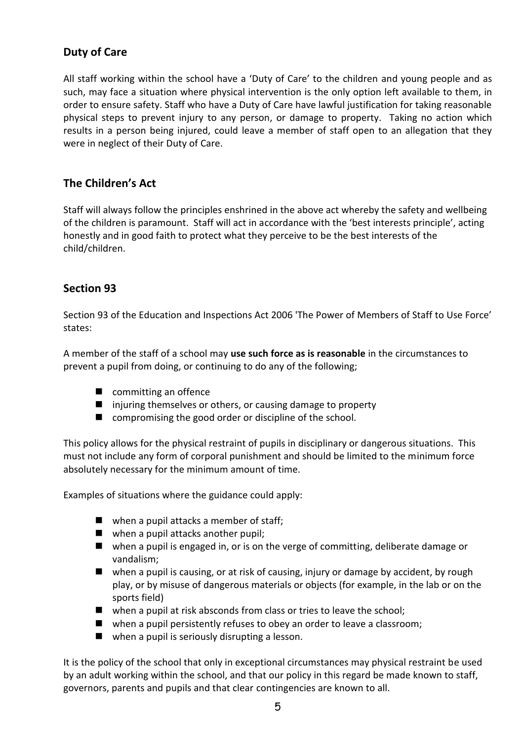## Duty of Care

All staff working within the school have a 'Duty of Care' to the children and young people and as such, may face a situation where physical intervention is the only option left available to them, in order to ensure safety. Staff who have a Duty of Care have lawful justification for taking reasonable physical steps to prevent injury to any person, or damage to property. Taking no action which results in a person being injured, could leave a member of staff open to an allegation that they were in neglect of their Duty of Care.

## The Children's Act

Staff will always follow the principles enshrined in the above act whereby the safety and wellbeing of the children is paramount. Staff will act in accordance with the 'best interests principle', acting honestly and in good faith to protect what they perceive to be the best interests of the child/children.

## Section 93

Section 93 of the Education and Inspections Act 2006 'The Power of Members of Staff to Use Force' states:

A member of the staff of a school may **use such force as is reasonable** in the circumstances to prevent a pupil from doing, or continuing to do any of the following;

- committing an offence
- injuring themselves or others, or causing damage to property
- compromising the good order or discipline of the school.

This policy allows for the physical restraint of pupils in disciplinary or dangerous situations. This must not include any form of corporal punishment and should be limited to the minimum force absolutely necessary for the minimum amount of time.

Examples of situations where the guidance could apply:

- when a pupil attacks a member of staff;
- when a pupil attacks another pupil;
- when a pupil is engaged in, or is on the verge of committing, deliberate damage or vandalism;
- when a pupil is causing, or at risk of causing, injury or damage by accident, by rough play, or by misuse of dangerous materials or objects (for example, in the lab or on the sports field)
- when a pupil at risk absconds from class or tries to leave the school;
- when a pupil persistently refuses to obey an order to leave a classroom;
- when a pupil is seriously disrupting a lesson.

It is the policy of the school that only in exceptional circumstances may physical restraint be used by an adult working within the school, and that our policy in this regard be made known to staff, governors, parents and pupils and that clear contingencies are known to all.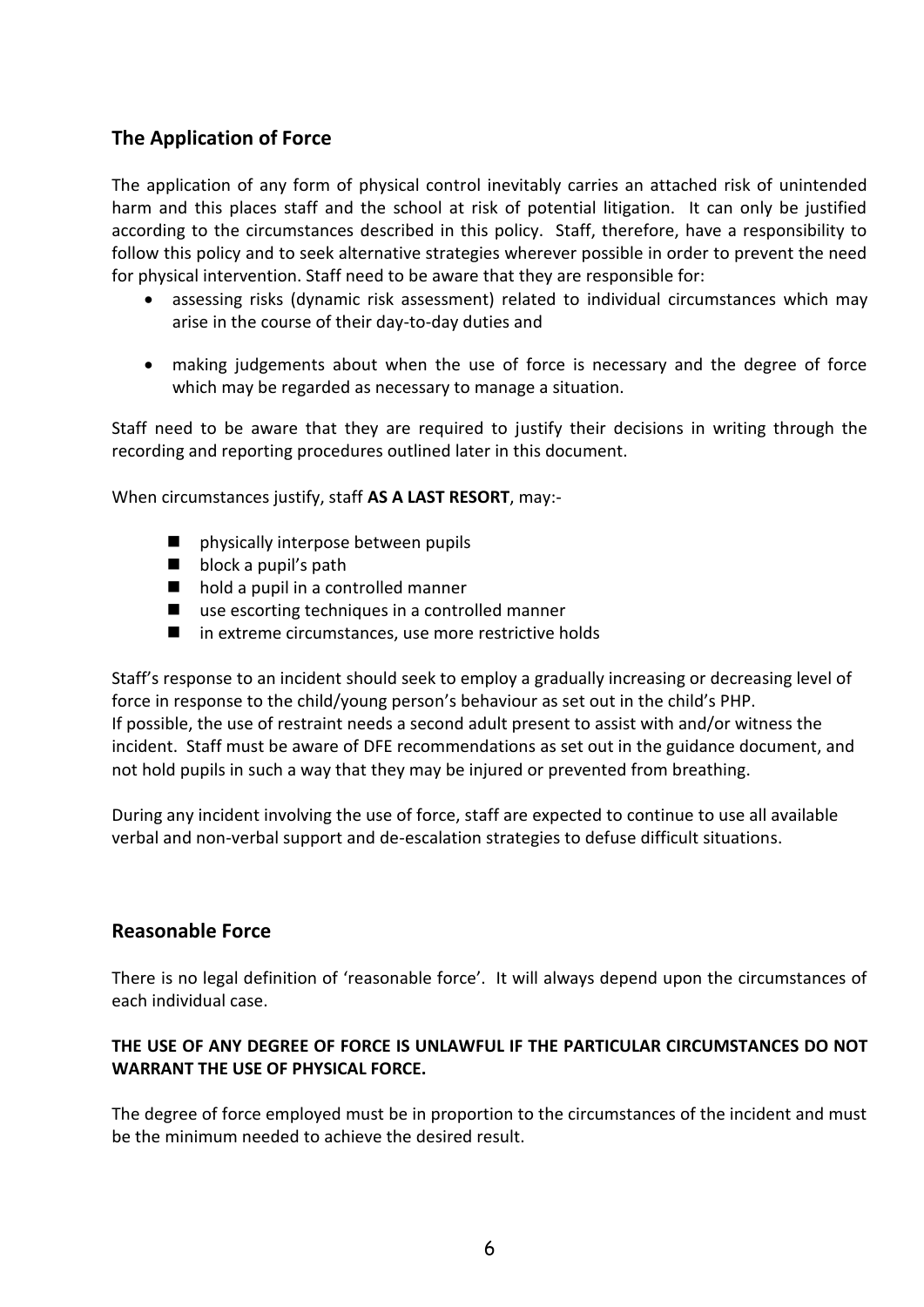## The Application of Force

The application of any form of physical control inevitably carries an attached risk of unintended harm and this places staff and the school at risk of potential litigation. It can only be justified according to the circumstances described in this policy. Staff, therefore, have a responsibility to follow this policy and to seek alternative strategies wherever possible in order to prevent the need for physical intervention. Staff need to be aware that they are responsible for:

- assessing risks (dynamic risk assessment) related to individual circumstances which may arise in the course of their day-to-day duties and
- making judgements about when the use of force is necessary and the degree of force which may be regarded as necessary to manage a situation.

Staff need to be aware that they are required to justify their decisions in writing through the recording and reporting procedures outlined later in this document.

When circumstances justify, staff **AS A LAST RESORT**, may:-

- physically interpose between pupils
- block a pupil's path
- hold a pupil in a controlled manner
- use escorting techniques in a controlled manner
- in extreme circumstances, use more restrictive holds

Staff's response to an incident should seek to employ a gradually increasing or decreasing level of force in response to the child/young person's behaviour as set out in the child's PHP.
If possible, the use of restraint needs a second adult present to assist with and/or witness the incident. Staff must be aware of DFE recommendations as set out in the guidance document, and not hold pupils in such a way that they may be injured or prevented from breathing.

During any incident involving the use of force, staff are expected to continue to use all available verbal and non-verbal support and de-escalation strategies to defuse difficult situations.

## Reasonable Force

There is no legal definition of 'reasonable force'. It will always depend upon the circumstances of each individual case.

**THE USE OF ANY DEGREE OF FORCE IS UNLAWFUL IF THE PARTICULAR CIRCUMSTANCES DO NOT WARRANT THE USE OF PHYSICAL FORCE.**

The degree of force employed must be in proportion to the circumstances of the incident and must be the minimum needed to achieve the desired result.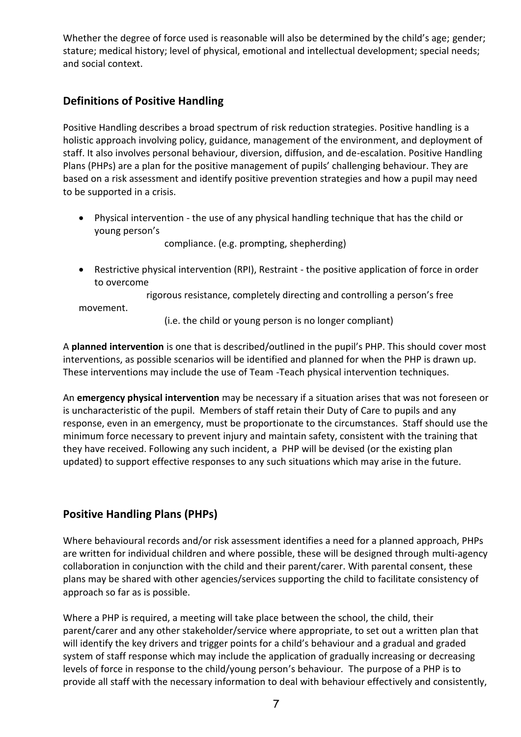Whether the degree of force used is reasonable will also be determined by the child's age; gender; stature; medical history; level of physical, emotional and intellectual development; special needs; and social context.

## Definitions of Positive Handling

Positive Handling describes a broad spectrum of risk reduction strategies. Positive handling is a holistic approach involving policy, guidance, management of the environment, and deployment of staff. It also involves personal behaviour, diversion, diffusion, and de-escalation. Positive Handling Plans (PHPs) are a plan for the positive management of pupils' challenging behaviour. They are based on a risk assessment and identify positive prevention strategies and how a pupil may need to be supported in a crisis.

- Physical intervention - the use of any physical handling technique that has the child or young person's compliance. (e.g. prompting, shepherding)
- Restrictive physical intervention (RPI), Restraint - the positive application of force in order to overcome rigorous resistance, completely directing and controlling a person's free movement. (i.e. the child or young person is no longer compliant)

A **planned intervention** is one that is described/outlined in the pupil's PHP. This should cover most interventions, as possible scenarios will be identified and planned for when the PHP is drawn up. These interventions may include the use of Team -Teach physical intervention techniques.

An **emergency physical intervention** may be necessary if a situation arises that was not foreseen or is uncharacteristic of the pupil. Members of staff retain their Duty of Care to pupils and any response, even in an emergency, must be proportionate to the circumstances. Staff should use the minimum force necessary to prevent injury and maintain safety, consistent with the training that they have received. Following any such incident, a PHP will be devised (or the existing plan updated) to support effective responses to any such situations which may arise in the future.

## Positive Handling Plans (PHPs)

Where behavioural records and/or risk assessment identifies a need for a planned approach, PHPs are written for individual children and where possible, these will be designed through multi-agency collaboration in conjunction with the child and their parent/carer. With parental consent, these plans may be shared with other agencies/services supporting the child to facilitate consistency of approach so far as is possible.

Where a PHP is required, a meeting will take place between the school, the child, their parent/carer and any other stakeholder/service where appropriate, to set out a written plan that will identify the key drivers and trigger points for a child's behaviour and a gradual and graded system of staff response which may include the application of gradually increasing or decreasing levels of force in response to the child/young person's behaviour. The purpose of a PHP is to provide all staff with the necessary information to deal with behaviour effectively and consistently,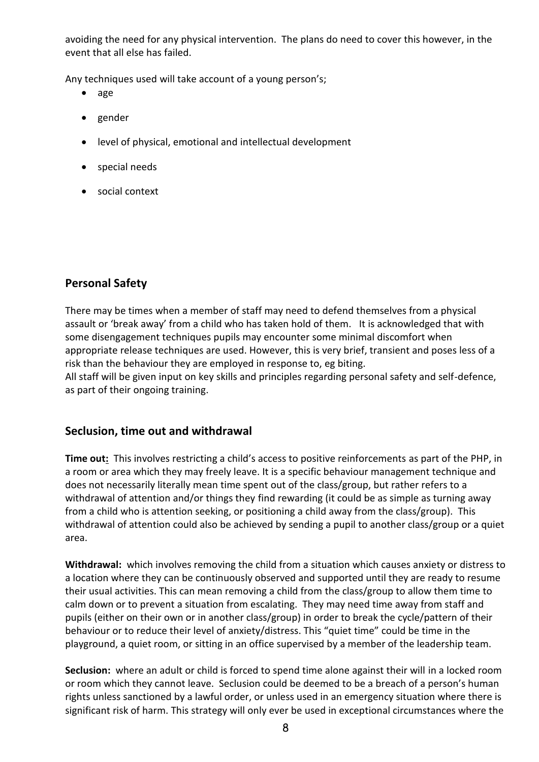avoiding the need for any physical intervention. The plans do need to cover this however, in the event that all else has failed.

Any techniques used will take account of a young person's;

- age
- gender
- level of physical, emotional and intellectual development
- special needs
- social context

## Personal Safety

There may be times when a member of staff may need to defend themselves from a physical assault or 'break away' from a child who has taken hold of them. It is acknowledged that with some disengagement techniques pupils may encounter some minimal discomfort when appropriate release techniques are used. However, this is very brief, transient and poses less of a risk than the behaviour they are employed in response to, eg biting.
All staff will be given input on key skills and principles regarding personal safety and self-defence, as part of their ongoing training.

## Seclusion, time out and withdrawal

**Time out:** This involves restricting a child's access to positive reinforcements as part of the PHP, in a room or area which they may freely leave. It is a specific behaviour management technique and does not necessarily literally mean time spent out of the class/group, but rather refers to a withdrawal of attention and/or things they find rewarding (it could be as simple as turning away from a child who is attention seeking, or positioning a child away from the class/group). This withdrawal of attention could also be achieved by sending a pupil to another class/group or a quiet area.

**Withdrawal:** which involves removing the child from a situation which causes anxiety or distress to a location where they can be continuously observed and supported until they are ready to resume their usual activities. This can mean removing a child from the class/group to allow them time to calm down or to prevent a situation from escalating. They may need time away from staff and pupils (either on their own or in another class/group) in order to break the cycle/pattern of their behaviour or to reduce their level of anxiety/distress. This "quiet time" could be time in the playground, a quiet room, or sitting in an office supervised by a member of the leadership team.

**Seclusion:** where an adult or child is forced to spend time alone against their will in a locked room or room which they cannot leave. Seclusion could be deemed to be a breach of a person's human rights unless sanctioned by a lawful order, or unless used in an emergency situation where there is significant risk of harm. This strategy will only ever be used in exceptional circumstances where the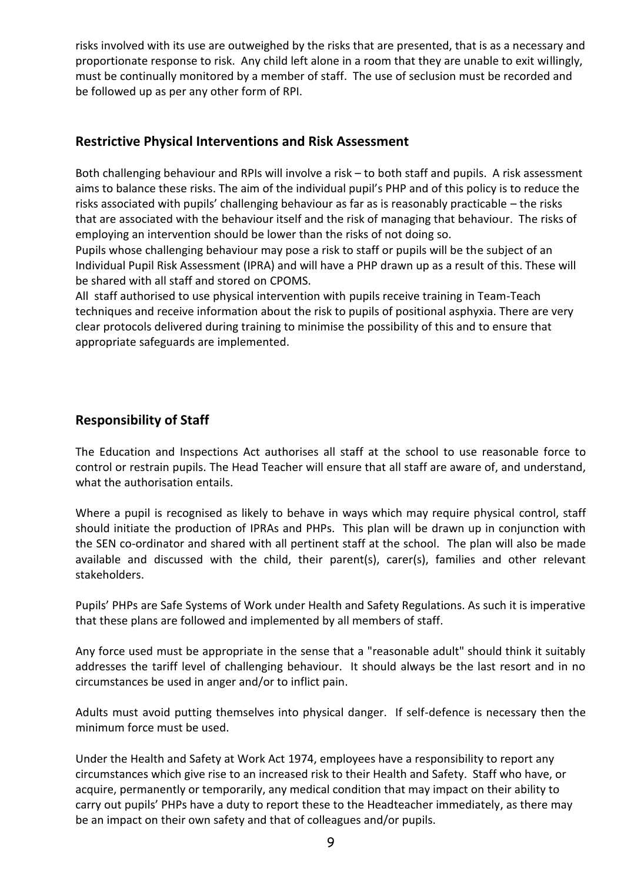risks involved with its use are outweighed by the risks that are presented, that is as a necessary and proportionate response to risk. Any child left alone in a room that they are unable to exit willingly, must be continually monitored by a member of staff. The use of seclusion must be recorded and be followed up as per any other form of RPI.

## Restrictive Physical Interventions and Risk Assessment

Both challenging behaviour and RPIs will involve a risk – to both staff and pupils. A risk assessment aims to balance these risks. The aim of the individual pupil's PHP and of this policy is to reduce the risks associated with pupils' challenging behaviour as far as is reasonably practicable – the risks that are associated with the behaviour itself and the risk of managing that behaviour. The risks of employing an intervention should be lower than the risks of not doing so.

Pupils whose challenging behaviour may pose a risk to staff or pupils will be the subject of an Individual Pupil Risk Assessment (IPRA) and will have a PHP drawn up as a result of this. These will be shared with all staff and stored on CPOMS.

All staff authorised to use physical intervention with pupils receive training in Team-Teach techniques and receive information about the risk to pupils of positional asphyxia. There are very clear protocols delivered during training to minimise the possibility of this and to ensure that appropriate safeguards are implemented.

## Responsibility of Staff

The Education and Inspections Act authorises all staff at the school to use reasonable force to control or restrain pupils. The Head Teacher will ensure that all staff are aware of, and understand, what the authorisation entails.

Where a pupil is recognised as likely to behave in ways which may require physical control, staff should initiate the production of IPRAs and PHPs. This plan will be drawn up in conjunction with the SEN co-ordinator and shared with all pertinent staff at the school. The plan will also be made available and discussed with the child, their parent(s), carer(s), families and other relevant stakeholders.

Pupils' PHPs are Safe Systems of Work under Health and Safety Regulations. As such it is imperative that these plans are followed and implemented by all members of staff.

Any force used must be appropriate in the sense that a "reasonable adult" should think it suitably addresses the tariff level of challenging behaviour. It should always be the last resort and in no circumstances be used in anger and/or to inflict pain.

Adults must avoid putting themselves into physical danger. If self-defence is necessary then the minimum force must be used.

Under the Health and Safety at Work Act 1974, employees have a responsibility to report any circumstances which give rise to an increased risk to their Health and Safety. Staff who have, or acquire, permanently or temporarily, any medical condition that may impact on their ability to carry out pupils' PHPs have a duty to report these to the Headteacher immediately, as there may be an impact on their own safety and that of colleagues and/or pupils.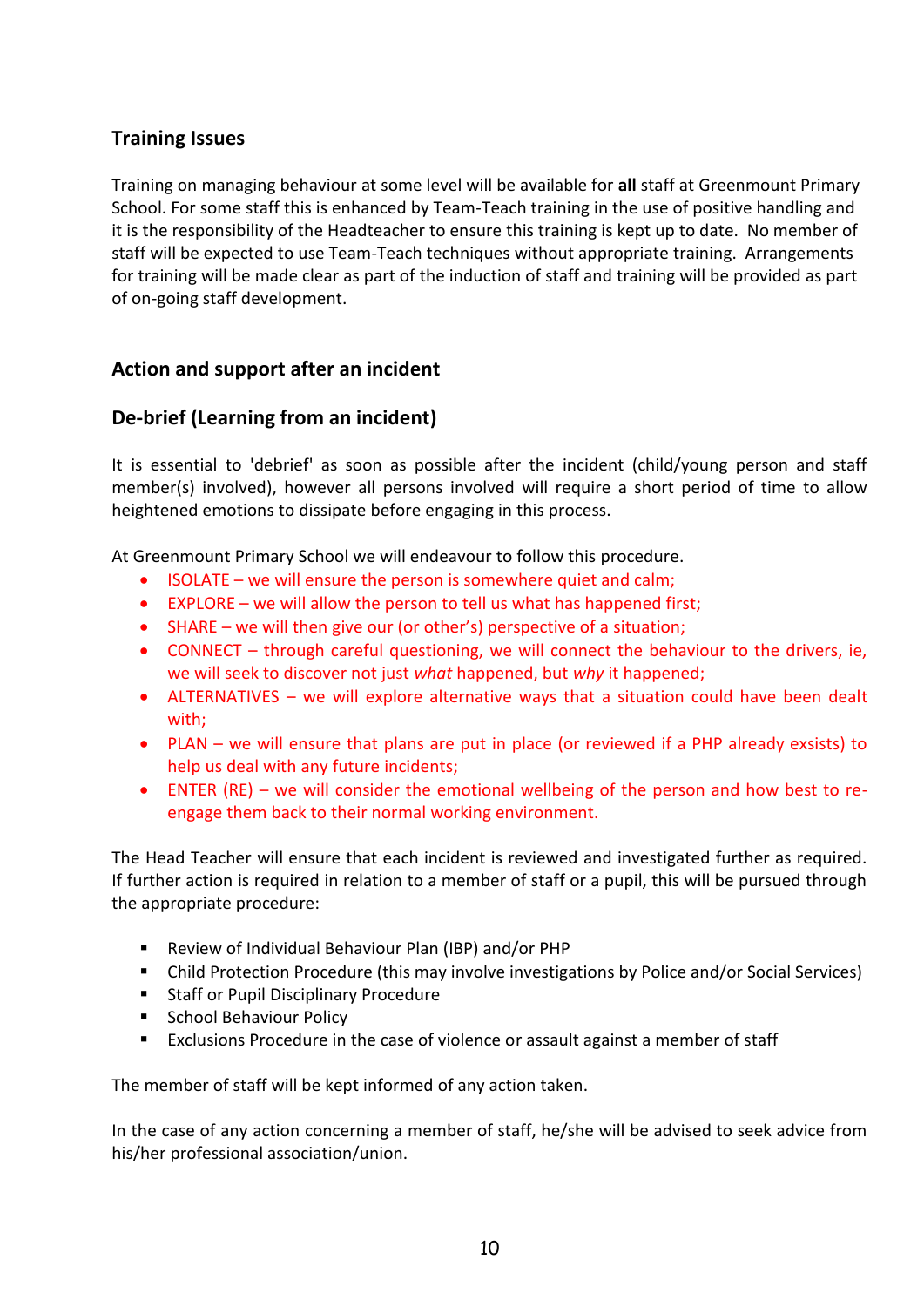## Training Issues

Training on managing behaviour at some level will be available for **all** staff at Greenmount Primary School. For some staff this is enhanced by Team-Teach training in the use of positive handling and it is the responsibility of the Headteacher to ensure this training is kept up to date. No member of staff will be expected to use Team-Teach techniques without appropriate training. Arrangements for training will be made clear as part of the induction of staff and training will be provided as part of on-going staff development.

## Action and support after an incident

## De-brief (Learning from an incident)

It is essential to 'debrief' as soon as possible after the incident (child/young person and staff member(s) involved), however all persons involved will require a short period of time to allow heightened emotions to dissipate before engaging in this process.

At Greenmount Primary School we will endeavour to follow this procedure.

- ISOLATE – we will ensure the person is somewhere quiet and calm;
- EXPLORE – we will allow the person to tell us what has happened first;
- SHARE – we will then give our (or other's) perspective of a situation;
- CONNECT – through careful questioning, we will connect the behaviour to the drivers, ie, we will seek to discover not just *what* happened, but *why* it happened;
- ALTERNATIVES – we will explore alternative ways that a situation could have been dealt with;
- PLAN – we will ensure that plans are put in place (or reviewed if a PHP already exsists) to help us deal with any future incidents;
- ENTER (RE) – we will consider the emotional wellbeing of the person and how best to re-engage them back to their normal working environment.

The Head Teacher will ensure that each incident is reviewed and investigated further as required. If further action is required in relation to a member of staff or a pupil, this will be pursued through the appropriate procedure:

- Review of Individual Behaviour Plan (IBP) and/or PHP
- Child Protection Procedure (this may involve investigations by Police and/or Social Services)
- Staff or Pupil Disciplinary Procedure
- School Behaviour Policy
- Exclusions Procedure in the case of violence or assault against a member of staff

The member of staff will be kept informed of any action taken.

In the case of any action concerning a member of staff, he/she will be advised to seek advice from his/her professional association/union.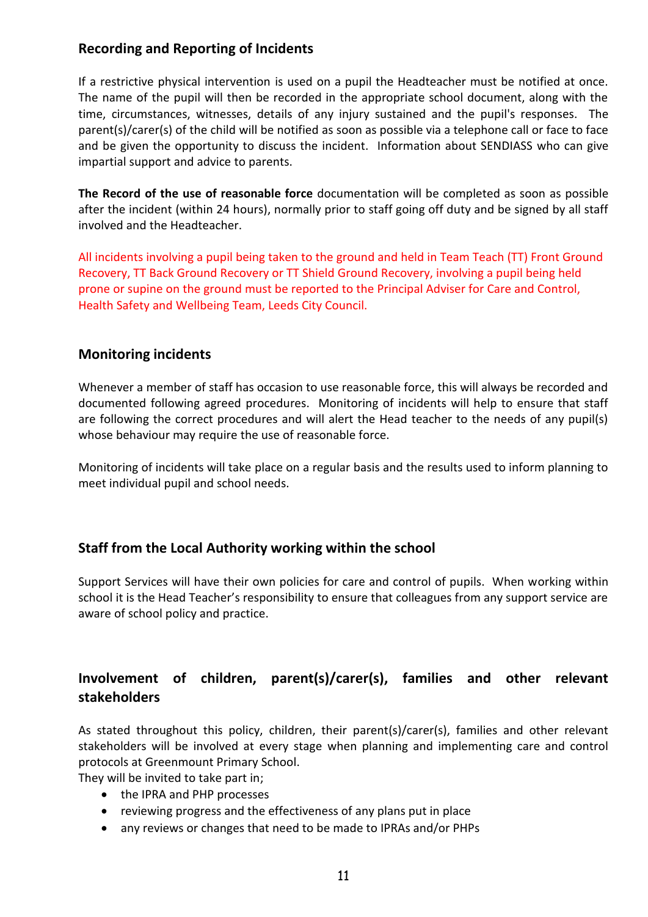## Recording and Reporting of Incidents

If a restrictive physical intervention is used on a pupil the Headteacher must be notified at once. The name of the pupil will then be recorded in the appropriate school document, along with the time, circumstances, witnesses, details of any injury sustained and the pupil's responses. The parent(s)/carer(s) of the child will be notified as soon as possible via a telephone call or face to face and be given the opportunity to discuss the incident. Information about SENDIASS who can give impartial support and advice to parents.

**The Record of the use of reasonable force** documentation will be completed as soon as possible after the incident (within 24 hours), normally prior to staff going off duty and be signed by all staff involved and the Headteacher.

All incidents involving a pupil being taken to the ground and held in Team Teach (TT) Front Ground Recovery, TT Back Ground Recovery or TT Shield Ground Recovery, involving a pupil being held prone or supine on the ground must be reported to the Principal Adviser for Care and Control, Health Safety and Wellbeing Team, Leeds City Council.

## Monitoring incidents

Whenever a member of staff has occasion to use reasonable force, this will always be recorded and documented following agreed procedures. Monitoring of incidents will help to ensure that staff are following the correct procedures and will alert the Head teacher to the needs of any pupil(s) whose behaviour may require the use of reasonable force.

Monitoring of incidents will take place on a regular basis and the results used to inform planning to meet individual pupil and school needs.

## Staff from the Local Authority working within the school

Support Services will have their own policies for care and control of pupils. When working within school it is the Head Teacher's responsibility to ensure that colleagues from any support service are aware of school policy and practice.

## Involvement of children, parent(s)/carer(s), families and other relevant stakeholders

As stated throughout this policy, children, their parent(s)/carer(s), families and other relevant stakeholders will be involved at every stage when planning and implementing care and control protocols at Greenmount Primary School.
They will be invited to take part in;

- the IPRA and PHP processes
- reviewing progress and the effectiveness of any plans put in place
- any reviews or changes that need to be made to IPRAs and/or PHPs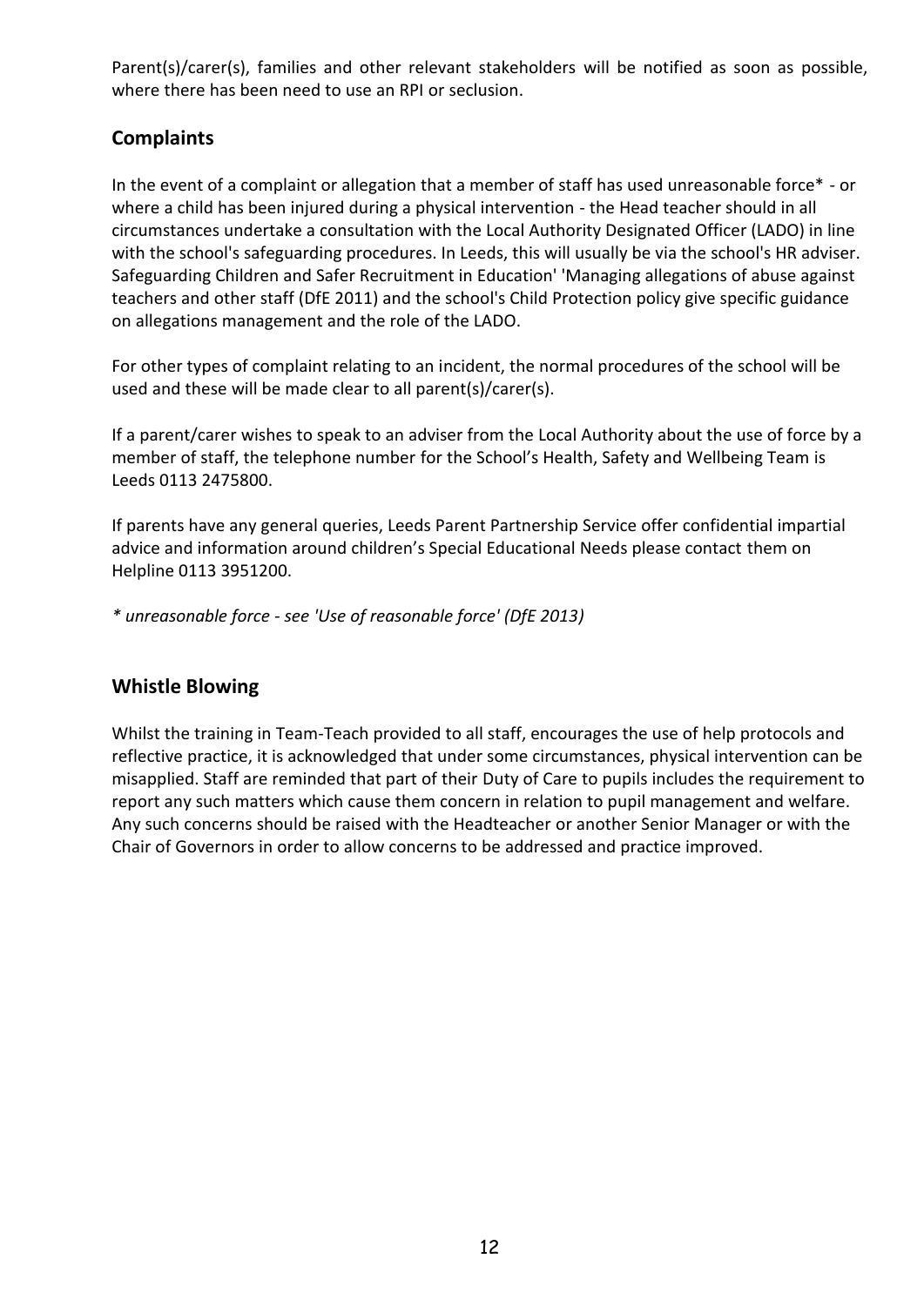Parent(s)/carer(s), families and other relevant stakeholders will be notified as soon as possible, where there has been need to use an RPI or seclusion.

## Complaints

In the event of a complaint or allegation that a member of staff has used unreasonable force* - or where a child has been injured during a physical intervention - the Head teacher should in all circumstances undertake a consultation with the Local Authority Designated Officer (LADO) in line with the school's safeguarding procedures. In Leeds, this will usually be via the school's HR adviser. Safeguarding Children and Safer Recruitment in Education' 'Managing allegations of abuse against teachers and other staff (DfE 2011) and the school's Child Protection policy give specific guidance on allegations management and the role of the LADO.

For other types of complaint relating to an incident, the normal procedures of the school will be used and these will be made clear to all parent(s)/carer(s).

If a parent/carer wishes to speak to an adviser from the Local Authority about the use of force by a member of staff, the telephone number for the School's Health, Safety and Wellbeing Team is Leeds 0113 2475800.

If parents have any general queries, Leeds Parent Partnership Service offer confidential impartial advice and information around children's Special Educational Needs please contact them on Helpline 0113 3951200.

*\* unreasonable force - see 'Use of reasonable force' (DfE 2013)*

## Whistle Blowing

Whilst the training in Team-Teach provided to all staff, encourages the use of help protocols and reflective practice, it is acknowledged that under some circumstances, physical intervention can be misapplied. Staff are reminded that part of their Duty of Care to pupils includes the requirement to report any such matters which cause them concern in relation to pupil management and welfare. Any such concerns should be raised with the Headteacher or another Senior Manager or with the Chair of Governors in order to allow concerns to be addressed and practice improved.